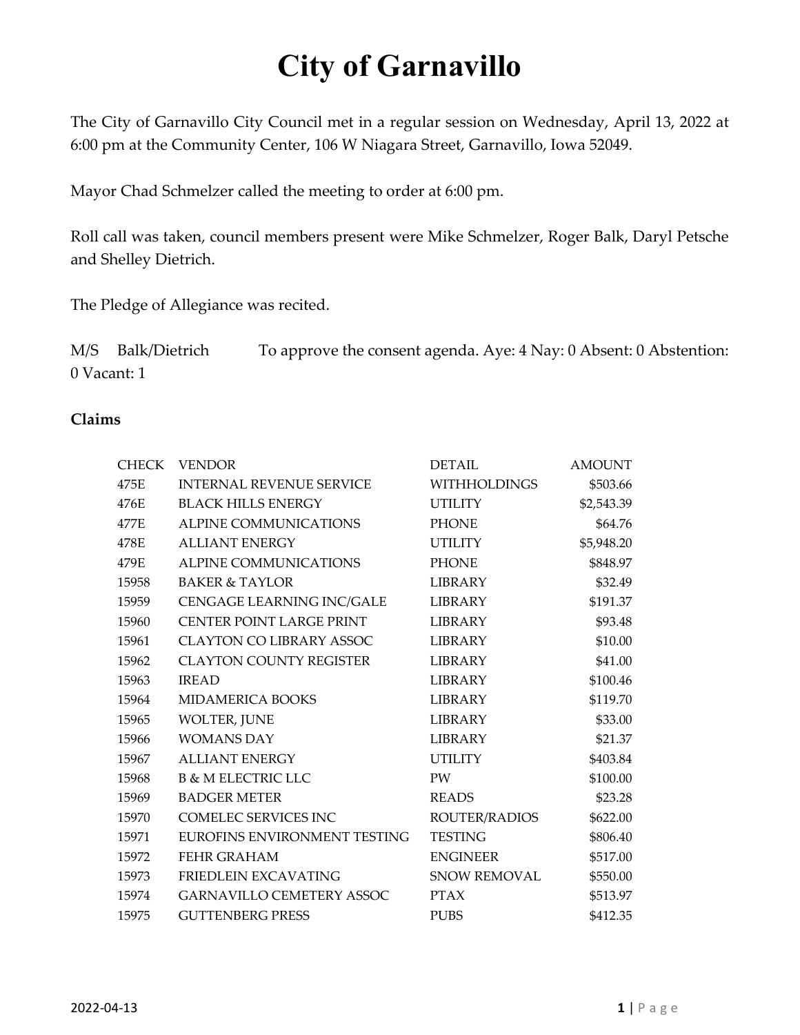# City of Garnavillo

The City of Garnavillo City Council met in a regular session on Wednesday, April 13, 2022 at 6:00 pm at the Community Center, 106 W Niagara Street, Garnavillo, Iowa 52049.

Mayor Chad Schmelzer called the meeting to order at 6:00 pm.

Roll call was taken, council members present were Mike Schmelzer, Roger Balk, Daryl Petsche and Shelley Dietrich.

The Pledge of Allegiance was recited.

M/S Balk/Dietrich To approve the consent agenda. Aye: 4 Nay: 0 Absent: 0 Abstention: 0 Vacant: 1

**Claims**

| CHECK | VENDOR | DETAIL | AMOUNT |
|---|---|---|---|
| 475E | INTERNAL REVENUE SERVICE | WITHHOLDINGS | $503.66 |
| 476E | BLACK HILLS ENERGY | UTILITY | $2,543.39 |
| 477E | ALPINE COMMUNICATIONS | PHONE | $64.76 |
| 478E | ALLIANT ENERGY | UTILITY | $5,948.20 |
| 479E | ALPINE COMMUNICATIONS | PHONE | $848.97 |
| 15958 | BAKER & TAYLOR | LIBRARY | $32.49 |
| 15959 | CENGAGE LEARNING INC/GALE | LIBRARY | $191.37 |
| 15960 | CENTER POINT LARGE PRINT | LIBRARY | $93.48 |
| 15961 | CLAYTON CO LIBRARY ASSOC | LIBRARY | $10.00 |
| 15962 | CLAYTON COUNTY REGISTER | LIBRARY | $41.00 |
| 15963 | IREAD | LIBRARY | $100.46 |
| 15964 | MIDAMERICA BOOKS | LIBRARY | $119.70 |
| 15965 | WOLTER, JUNE | LIBRARY | $33.00 |
| 15966 | WOMANS DAY | LIBRARY | $21.37 |
| 15967 | ALLIANT ENERGY | UTILITY | $403.84 |
| 15968 | B & M ELECTRIC LLC | PW | $100.00 |
| 15969 | BADGER METER | READS | $23.28 |
| 15970 | COMELEC SERVICES INC | ROUTER/RADIOS | $622.00 |
| 15971 | EUROFINS ENVIRONMENT TESTING | TESTING | $806.40 |
| 15972 | FEHR GRAHAM | ENGINEER | $517.00 |
| 15973 | FRIEDLEIN EXCAVATING | SNOW REMOVAL | $550.00 |
| 15974 | GARNAVILLO CEMETERY ASSOC | PTAX | $513.97 |
| 15975 | GUTTENBERG PRESS | PUBS | $412.35 |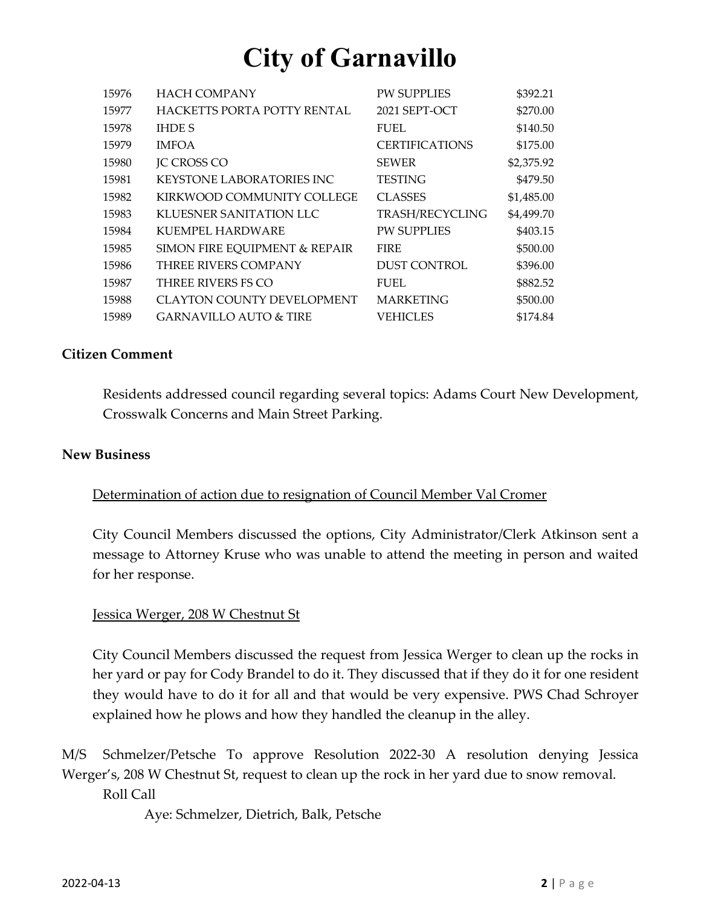# City of Garnavillo

| | | | |
|---|---|---|---|
| 15976 | HACH COMPANY | PW SUPPLIES | $392.21 |
| 15977 | HACKETTS PORTA POTTY RENTAL | 2021 SEPT-OCT | $270.00 |
| 15978 | IHDE S | FUEL | $140.50 |
| 15979 | IMFOA | CERTIFICATIONS | $175.00 |
| 15980 | JC CROSS CO | SEWER | $2,375.92 |
| 15981 | KEYSTONE LABORATORIES INC | TESTING | $479.50 |
| 15982 | KIRKWOOD COMMUNITY COLLEGE | CLASSES | $1,485.00 |
| 15983 | KLUESNER SANITATION LLC | TRASH/RECYCLING | $4,499.70 |
| 15984 | KUEMPEL HARDWARE | PW SUPPLIES | $403.15 |
| 15985 | SIMON FIRE EQUIPMENT & REPAIR | FIRE | $500.00 |
| 15986 | THREE RIVERS COMPANY | DUST CONTROL | $396.00 |
| 15987 | THREE RIVERS FS CO | FUEL | $882.52 |
| 15988 | CLAYTON COUNTY DEVELOPMENT | MARKETING | $500.00 |
| 15989 | GARNAVILLO AUTO & TIRE | VEHICLES | $174.84 |

**Citizen Comment**

Residents addressed council regarding several topics: Adams Court New Development, Crosswalk Concerns and Main Street Parking.

**New Business**

Determination of action due to resignation of Council Member Val Cromer

City Council Members discussed the options, City Administrator/Clerk Atkinson sent a message to Attorney Kruse who was unable to attend the meeting in person and waited for her response.

Jessica Werger, 208 W Chestnut St

City Council Members discussed the request from Jessica Werger to clean up the rocks in her yard or pay for Cody Brandel to do it. They discussed that if they do it for one resident they would have to do it for all and that would be very expensive. PWS Chad Schroyer explained how he plows and how they handled the cleanup in the alley.

M/S Schmelzer/Petsche To approve Resolution 2022-30 A resolution denying Jessica Werger's, 208 W Chestnut St, request to clean up the rock in her yard due to snow removal.

Roll Call

Aye: Schmelzer, Dietrich, Balk, Petsche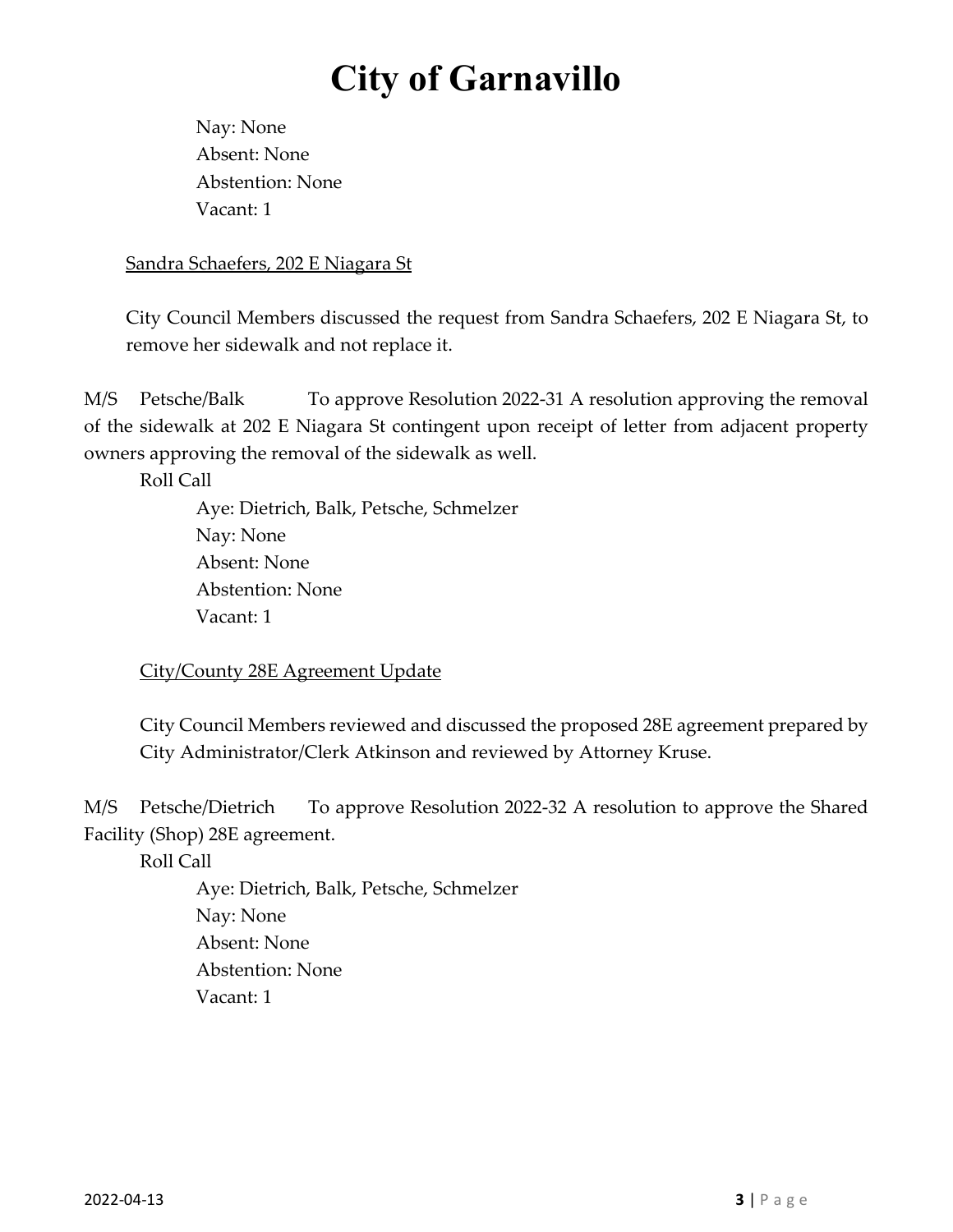Nay: None
Absent: None
Abstention: None
Vacant: 1

<u>Sandra Schaefers, 202 E Niagara St</u>

City Council Members discussed the request from Sandra Schaefers, 202 E Niagara St, to remove her sidewalk and not replace it.

M/S Petsche/Balk To approve Resolution 2022-31 A resolution approving the removal of the sidewalk at 202 E Niagara St contingent upon receipt of letter from adjacent property owners approving the removal of the sidewalk as well.

Roll Call

Aye: Dietrich, Balk, Petsche, Schmelzer
Nay: None
Absent: None
Abstention: None
Vacant: 1

<u>City/County 28E Agreement Update</u>

City Council Members reviewed and discussed the proposed 28E agreement prepared by City Administrator/Clerk Atkinson and reviewed by Attorney Kruse.

M/S Petsche/Dietrich To approve Resolution 2022-32 A resolution to approve the Shared Facility (Shop) 28E agreement.

Roll Call

Aye: Dietrich, Balk, Petsche, Schmelzer
Nay: None
Absent: None
Abstention: None
Vacant: 1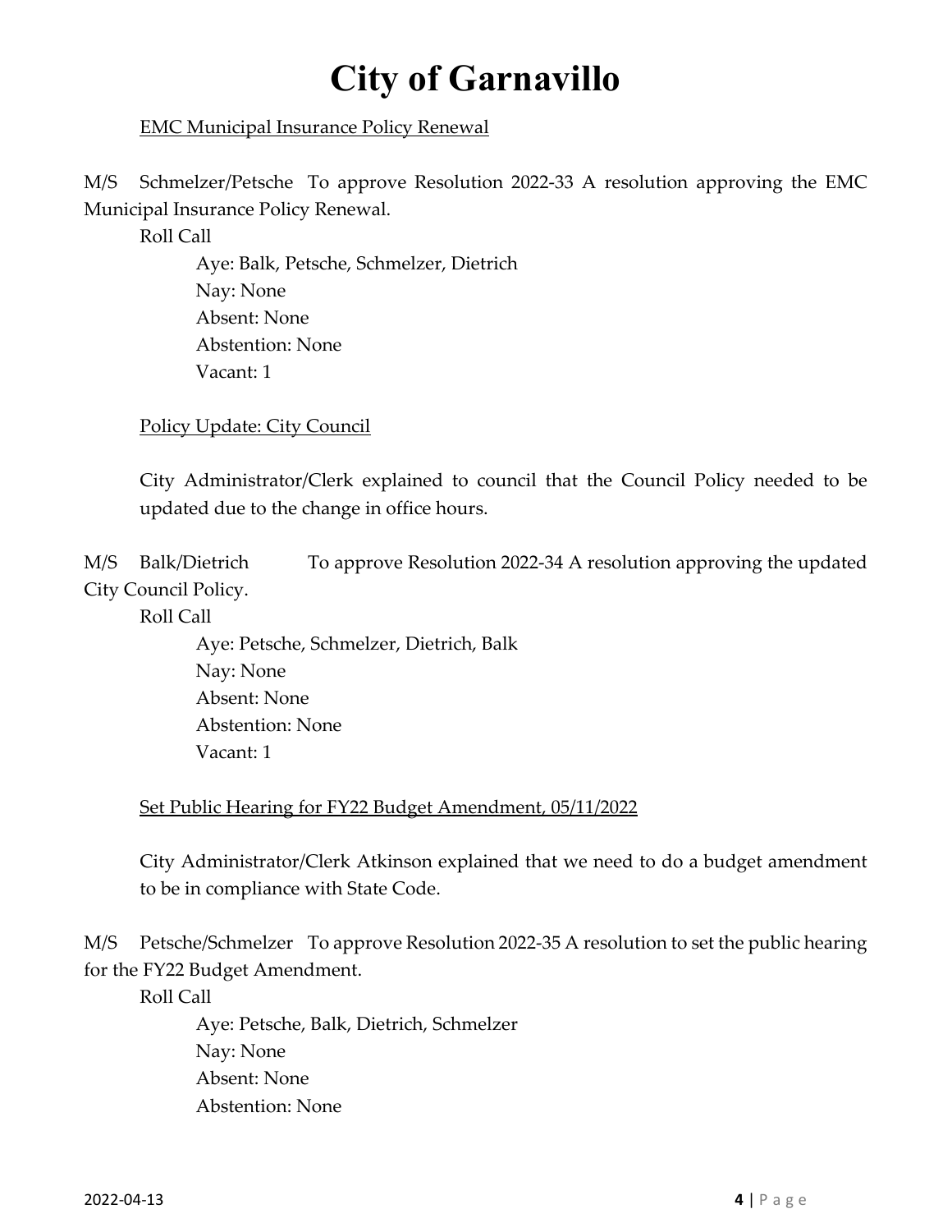# City of Garnavillo

<u>EMC Municipal Insurance Policy Renewal</u>

M/S Schmelzer/Petsche To approve Resolution 2022-33 A resolution approving the EMC Municipal Insurance Policy Renewal.

Roll Call

Aye: Balk, Petsche, Schmelzer, Dietrich
Nay: None
Absent: None
Abstention: None
Vacant: 1

<u>Policy Update: City Council</u>

City Administrator/Clerk explained to council that the Council Policy needed to be updated due to the change in office hours.

M/S Balk/Dietrich To approve Resolution 2022-34 A resolution approving the updated City Council Policy.

Roll Call

Aye: Petsche, Schmelzer, Dietrich, Balk
Nay: None
Absent: None
Abstention: None
Vacant: 1

<u>Set Public Hearing for FY22 Budget Amendment, 05/11/2022</u>

City Administrator/Clerk Atkinson explained that we need to do a budget amendment to be in compliance with State Code.

M/S Petsche/Schmelzer To approve Resolution 2022-35 A resolution to set the public hearing for the FY22 Budget Amendment.

Roll Call

Aye: Petsche, Balk, Dietrich, Schmelzer
Nay: None
Absent: None
Abstention: None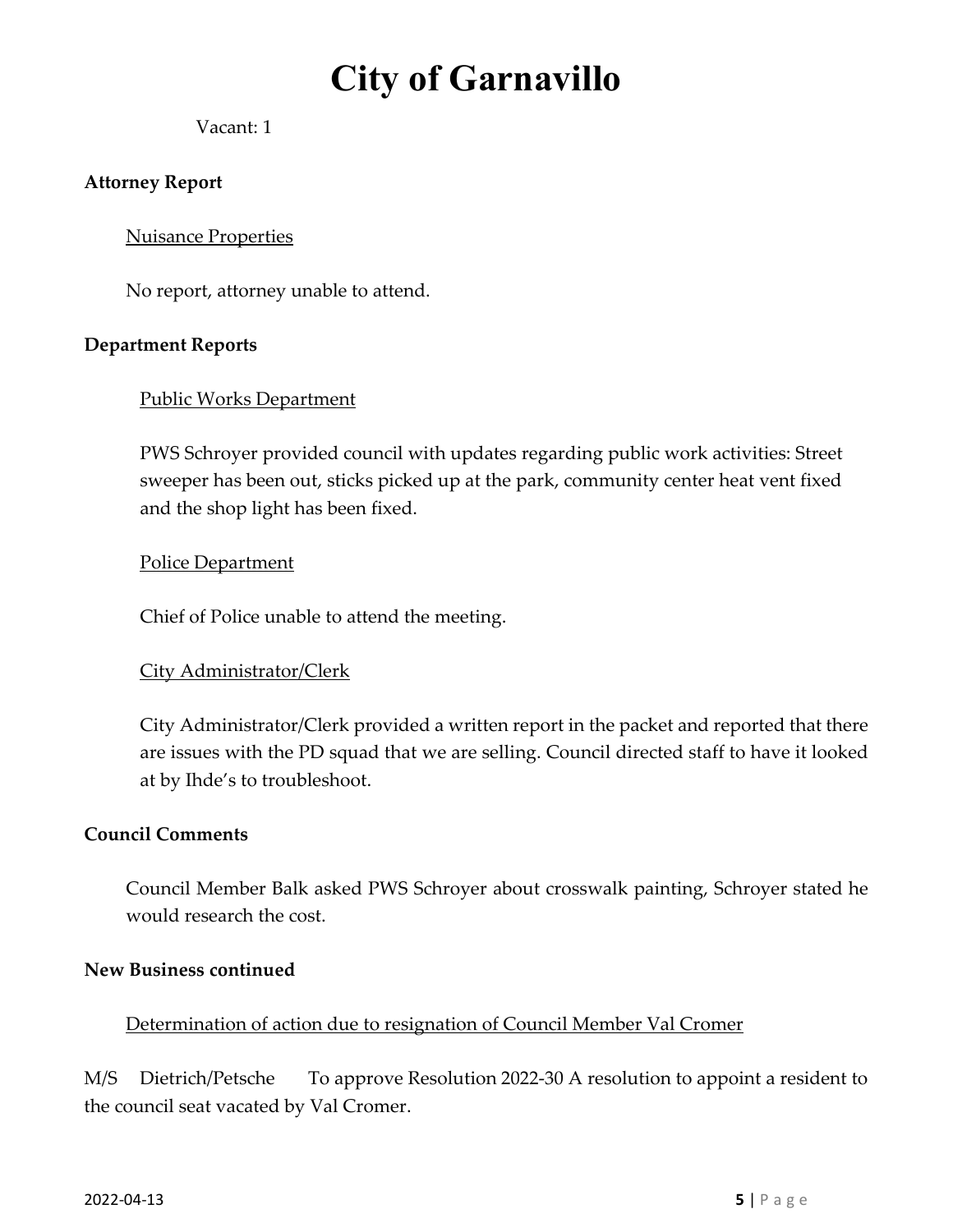Vacant: 1

**Attorney Report**

Nuisance Properties

No report, attorney unable to attend.

**Department Reports**

Public Works Department

PWS Schroyer provided council with updates regarding public work activities: Street sweeper has been out, sticks picked up at the park, community center heat vent fixed and the shop light has been fixed.

Police Department

Chief of Police unable to attend the meeting.

City Administrator/Clerk

City Administrator/Clerk provided a written report in the packet and reported that there are issues with the PD squad that we are selling. Council directed staff to have it looked at by Ihde's to troubleshoot.

**Council Comments**

Council Member Balk asked PWS Schroyer about crosswalk painting, Schroyer stated he would research the cost.

**New Business continued**

Determination of action due to resignation of Council Member Val Cromer

M/S Dietrich/Petsche To approve Resolution 2022-30 A resolution to appoint a resident to the council seat vacated by Val Cromer.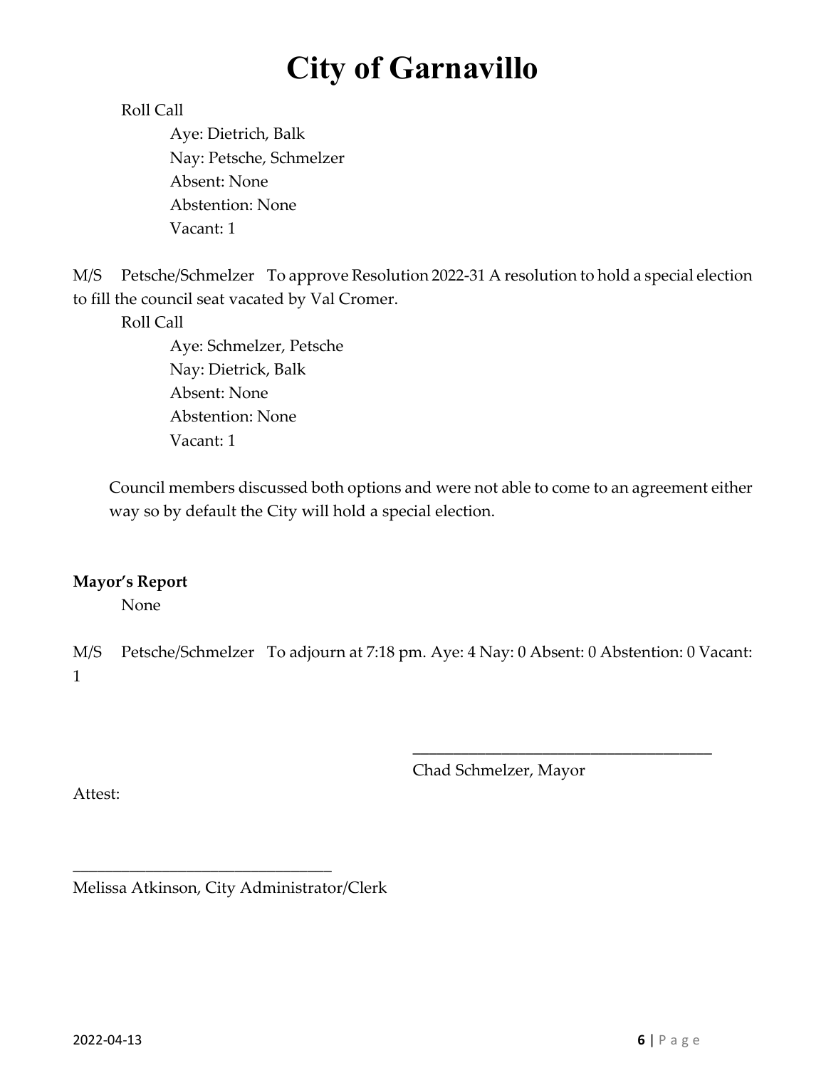Roll Call

Aye: Dietrich, Balk
Nay: Petsche, Schmelzer
Absent: None
Abstention: None
Vacant: 1

M/S Petsche/Schmelzer To approve Resolution 2022-31 A resolution to hold a special election to fill the council seat vacated by Val Cromer.

Roll Call

Aye: Schmelzer, Petsche
Nay: Dietrick, Balk
Absent: None
Abstention: None
Vacant: 1

Council members discussed both options and were not able to come to an agreement either way so by default the City will hold a special election.

**Mayor's Report**

None

M/S Petsche/Schmelzer To adjourn at 7:18 pm. Aye: 4 Nay: 0 Absent: 0 Abstention: 0 Vacant: 1

\_\_\_\_\_\_\_\_\_\_\_\_\_\_\_\_\_\_\_\_\_\_\_\_\_\_\_\_\_\_\_\_\_\_\_\_
Chad Schmelzer, Mayor

Attest:

\_\_\_\_\_\_\_\_\_\_\_\_\_\_\_\_\_\_\_\_\_\_\_\_\_\_\_\_\_\_\_\_
Melissa Atkinson, City Administrator/Clerk